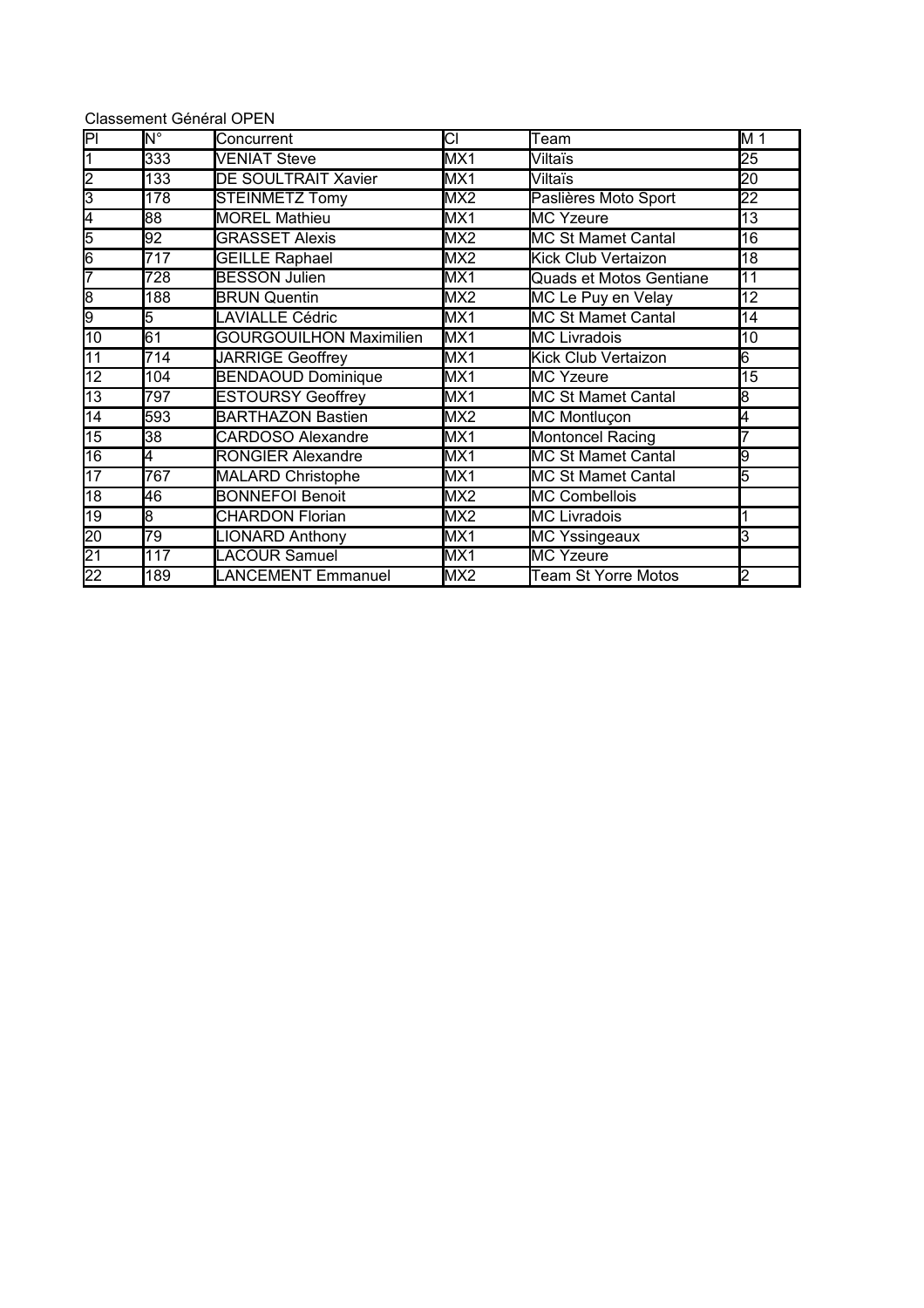Classement Général OPEN

| Pl | N° | Concurrent | Cl | Team | M 1 |
|---|---|---|---|---|---|
| 1 | 333 | VENIAT Steve | MX1 | Viltaïs | 25 |
| 2 | 133 | DE SOULTRAIT Xavier | MX1 | Viltaïs | 20 |
| 3 | 178 | STEINMETZ Tomy | MX2 | Paslières Moto Sport | 22 |
| 4 | 88 | MOREL Mathieu | MX1 | MC Yzeure | 13 |
| 5 | 92 | GRASSET Alexis | MX2 | MC St Mamet Cantal | 16 |
| 6 | 717 | GEILLE Raphael | MX2 | Kick Club Vertaizon | 18 |
| 7 | 728 | BESSON Julien | MX1 | Quads et Motos Gentiane | 11 |
| 8 | 188 | BRUN Quentin | MX2 | MC Le Puy en Velay | 12 |
| 9 | 5 | LAVIALLE Cédric | MX1 | MC St Mamet Cantal | 14 |
| 10 | 61 | GOURGOUILHON Maximilien | MX1 | MC Livradois | 10 |
| 11 | 714 | JARRIGE Geoffrey | MX1 | Kick Club Vertaizon | 6 |
| 12 | 104 | BENDAOUD Dominique | MX1 | MC Yzeure | 15 |
| 13 | 797 | ESTOURSY Geoffrey | MX1 | MC St Mamet Cantal | 8 |
| 14 | 593 | BARTHAZON Bastien | MX2 | MC Montluçon | 4 |
| 15 | 38 | CARDOSO Alexandre | MX1 | Montoncel Racing | 7 |
| 16 | 4 | RONGIER Alexandre | MX1 | MC St Mamet Cantal | 9 |
| 17 | 767 | MALARD Christophe | MX1 | MC St Mamet Cantal | 5 |
| 18 | 46 | BONNEFOI Benoit | MX2 | MC Combellois | |
| 19 | 8 | CHARDON Florian | MX2 | MC Livradois | 1 |
| 20 | 79 | LIONARD Anthony | MX1 | MC Yssingeaux | 3 |
| 21 | 117 | LACOUR Samuel | MX1 | MC Yzeure | |
| 22 | 189 | LANCEMENT Emmanuel | MX2 | Team St Yorre Motos | 2 |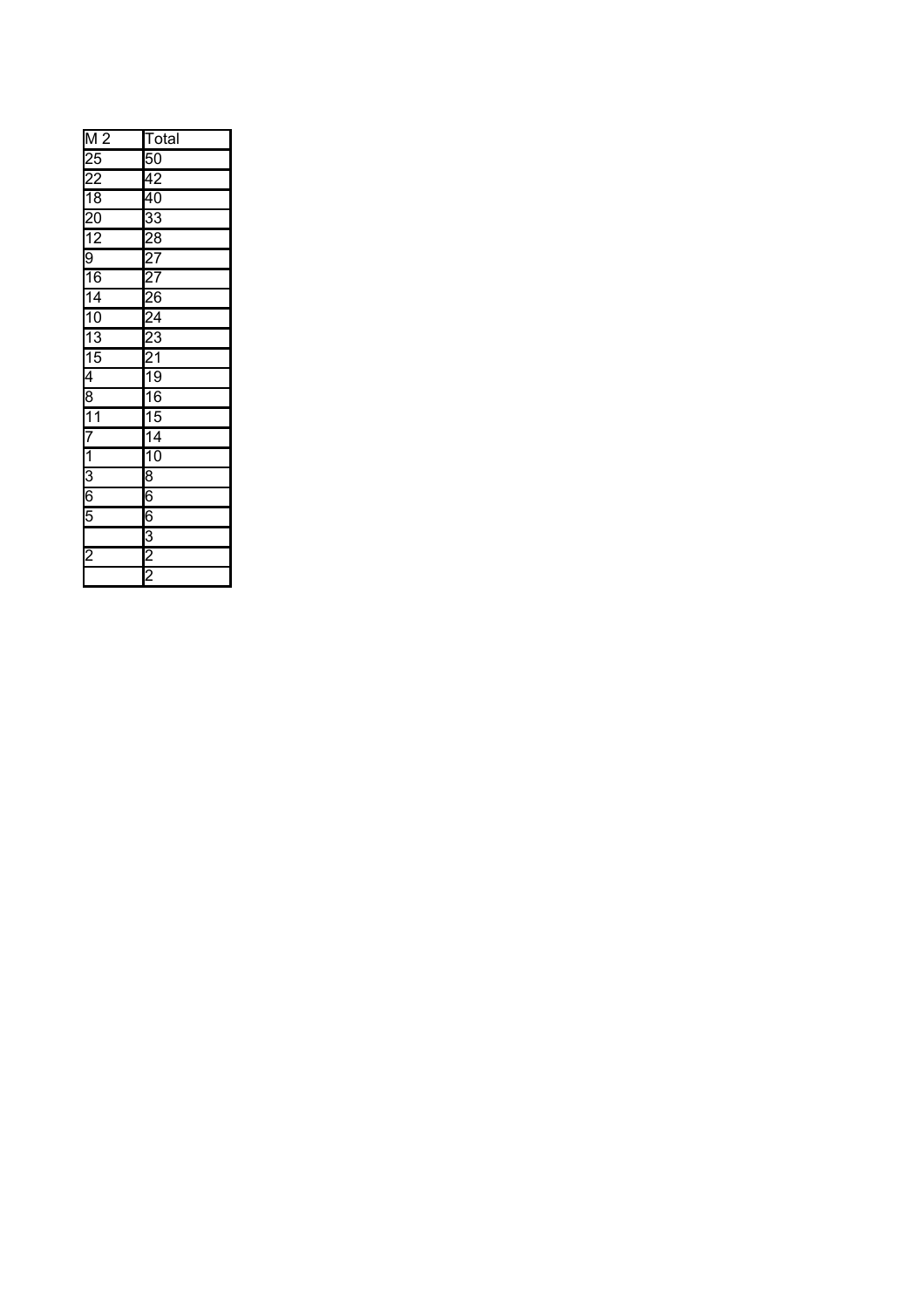| M 2 | Total |
| --- | --- |
| 25 | 50 |
| 22 | 42 |
| 18 | 40 |
| 20 | 33 |
| 12 | 28 |
| 9 | 27 |
| 16 | 27 |
| 14 | 26 |
| 10 | 24 |
| 13 | 23 |
| 15 | 21 |
| 4 | 19 |
| 8 | 16 |
| 11 | 15 |
| 7 | 14 |
| 1 | 10 |
| 3 | 8 |
| 6 | 6 |
| 5 | 6 |
| | 3 |
| 2 | 2 |
| | 2 |